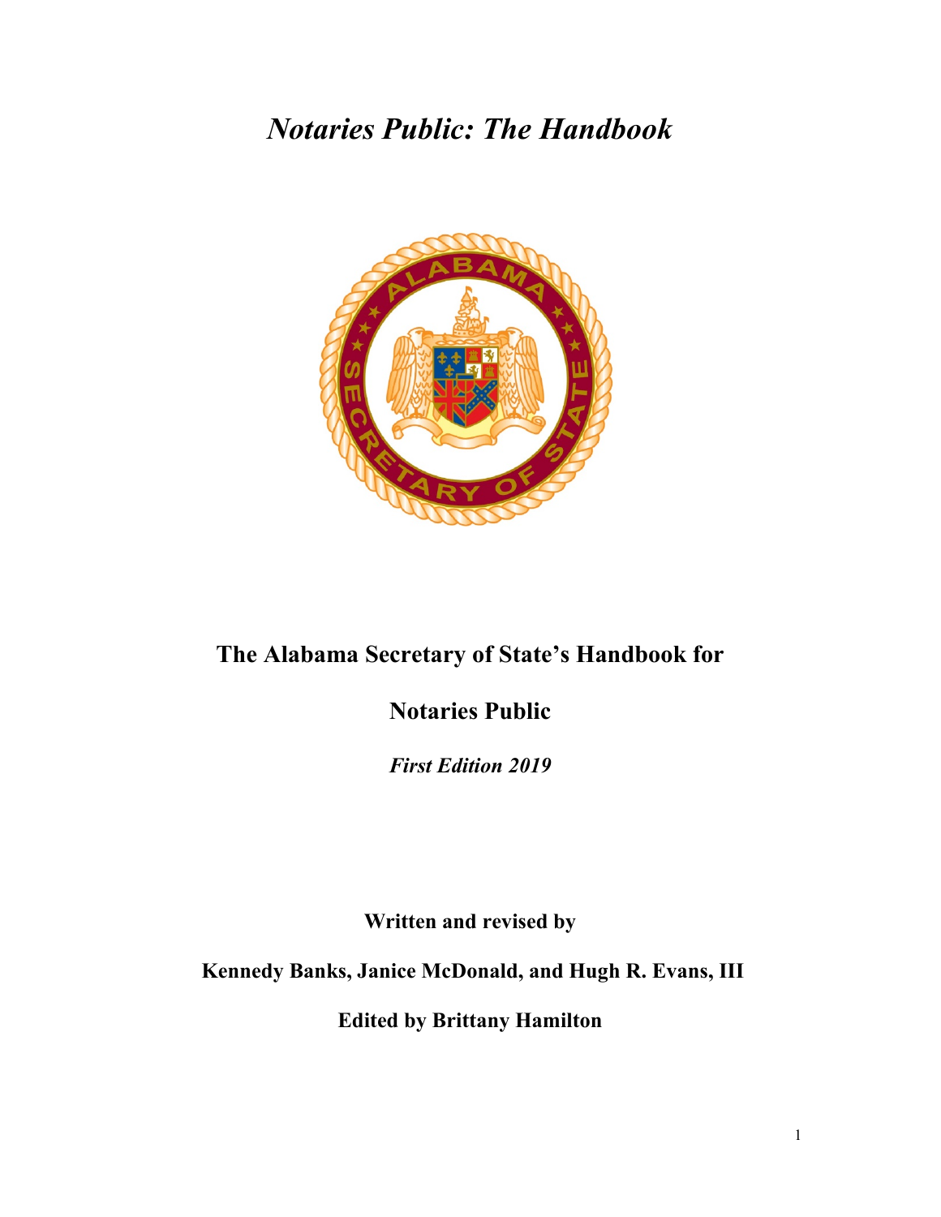# *Notaries Public: The Handbook*

**The Alabama Secretary of State's Handbook for**

**Notaries Public**

***First Edition 2019***

**Written and revised by**

**Kennedy Banks, Janice McDonald, and Hugh R. Evans, III**

**Edited by Brittany Hamilton**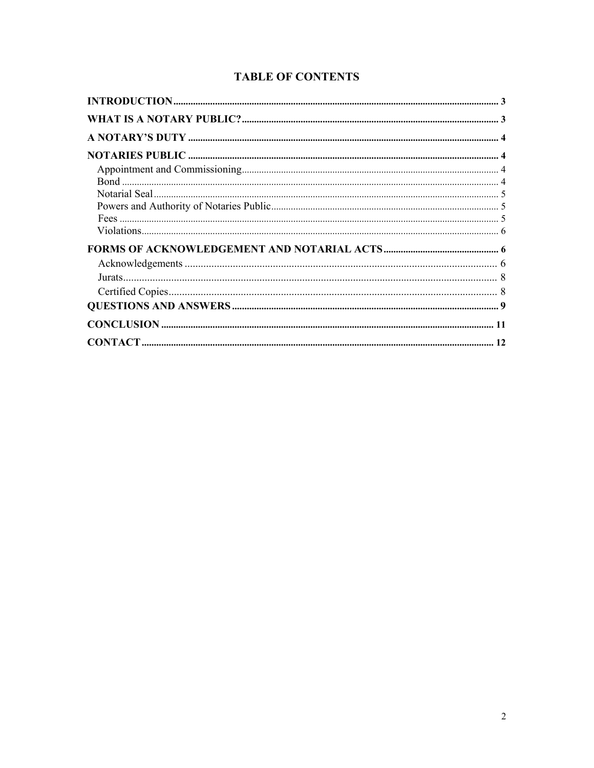# TABLE OF CONTENTS

**INTRODUCTION** ..... 3

**WHAT IS A NOTARY PUBLIC?** ..... 3

**A NOTARY'S DUTY** ..... 4

**NOTARIES PUBLIC** ..... 4

- Appointment and Commissioning ..... 4
- Bond ..... 4
- Notarial Seal ..... 5
- Powers and Authority of Notaries Public ..... 5
- Fees ..... 5
- Violations ..... 6

**FORMS OF ACKNOWLEDGEMENT AND NOTARIAL ACTS** ..... 6

- Acknowledgements ..... 6
- Jurats ..... 8
- Certified Copies ..... 8

**QUESTIONS AND ANSWERS** ..... 9

**CONCLUSION** ..... 11

**CONTACT** ..... 12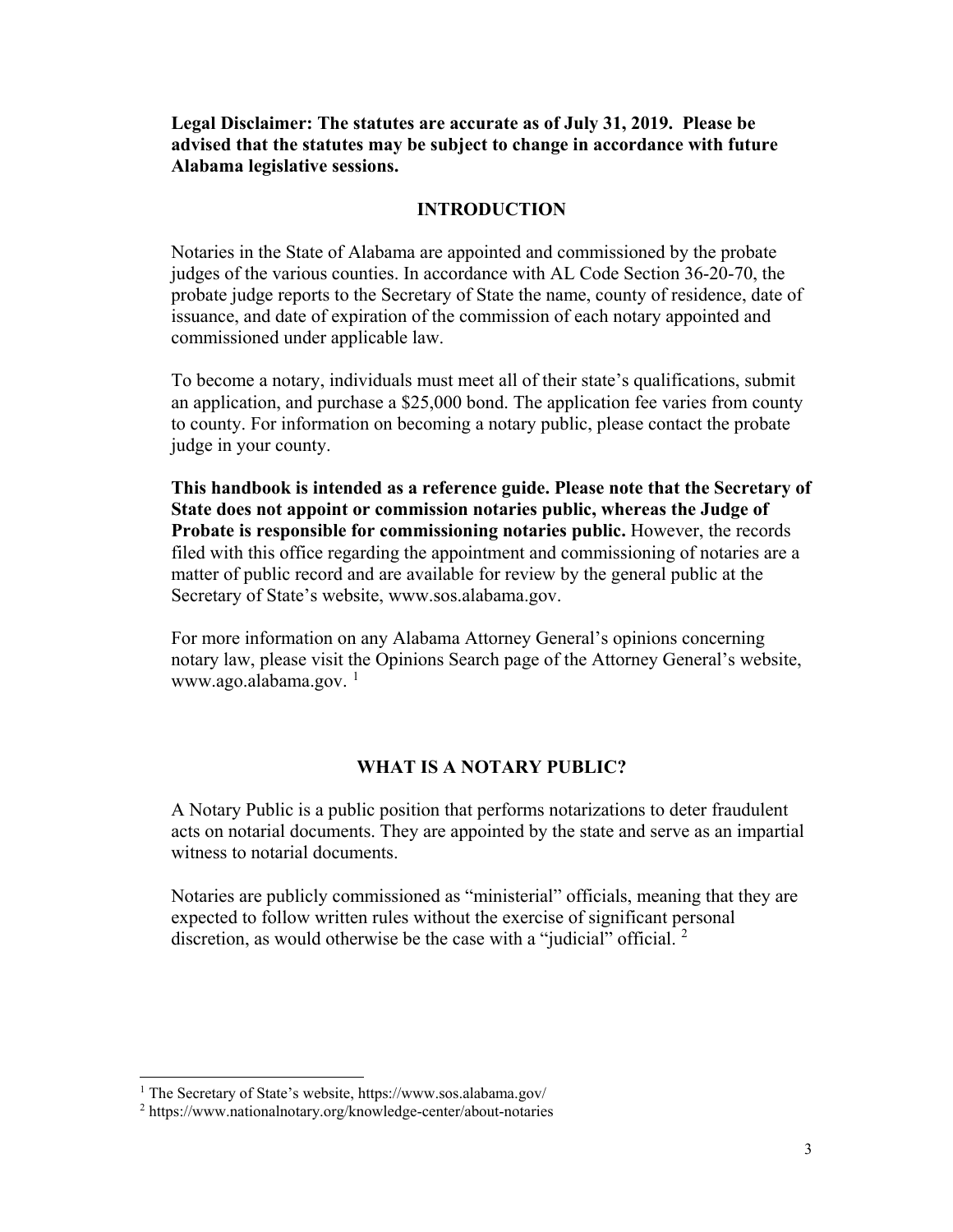**Legal Disclaimer: The statutes are accurate as of July 31, 2019. Please be advised that the statutes may be subject to change in accordance with future Alabama legislative sessions.**

## INTRODUCTION

Notaries in the State of Alabama are appointed and commissioned by the probate judges of the various counties. In accordance with AL Code Section 36-20-70, the probate judge reports to the Secretary of State the name, county of residence, date of issuance, and date of expiration of the commission of each notary appointed and commissioned under applicable law.

To become a notary, individuals must meet all of their state's qualifications, submit an application, and purchase a $25,000 bond. The application fee varies from county to county. For information on becoming a notary public, please contact the probate judge in your county.

**This handbook is intended as a reference guide. Please note that the Secretary of State does not appoint or commission notaries public, whereas the Judge of Probate is responsible for commissioning notaries public.** However, the records filed with this office regarding the appointment and commissioning of notaries are a matter of public record and are available for review by the general public at the Secretary of State's website, www.sos.alabama.gov.

For more information on any Alabama Attorney General's opinions concerning notary law, please visit the Opinions Search page of the Attorney General's website, www.ago.alabama.gov. [1]

## WHAT IS A NOTARY PUBLIC?

A Notary Public is a public position that performs notarizations to deter fraudulent acts on notarial documents. They are appointed by the state and serve as an impartial witness to notarial documents.

Notaries are publicly commissioned as "ministerial" officials, meaning that they are expected to follow written rules without the exercise of significant personal discretion, as would otherwise be the case with a "judicial" official. [2]

---

[1] The Secretary of State's website, https://www.sos.alabama.gov/

[2] https://www.nationalnotary.org/knowledge-center/about-notaries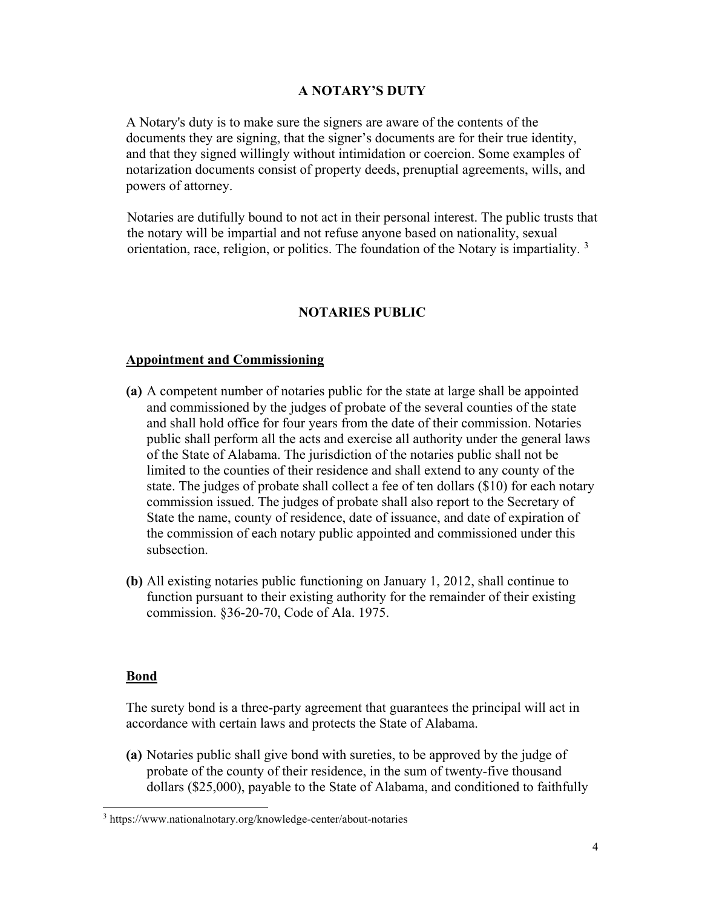## A NOTARY'S DUTY

A Notary's duty is to make sure the signers are aware of the contents of the documents they are signing, that the signer's documents are for their true identity, and that they signed willingly without intimidation or coercion. Some examples of notarization documents consist of property deeds, prenuptial agreements, wills, and powers of attorney.

Notaries are dutifully bound to not act in their personal interest. The public trusts that the notary will be impartial and not refuse anyone based on nationality, sexual orientation, race, religion, or politics. The foundation of the Notary is impartiality. [3]

## NOTARIES PUBLIC

### Appointment and Commissioning

**(a)** A competent number of notaries public for the state at large shall be appointed and commissioned by the judges of probate of the several counties of the state and shall hold office for four years from the date of their commission. Notaries public shall perform all the acts and exercise all authority under the general laws of the State of Alabama. The jurisdiction of the notaries public shall not be limited to the counties of their residence and shall extend to any county of the state. The judges of probate shall collect a fee of ten dollars ($10) for each notary commission issued. The judges of probate shall also report to the Secretary of State the name, county of residence, date of issuance, and date of expiration of the commission of each notary public appointed and commissioned under this subsection.

**(b)** All existing notaries public functioning on January 1, 2012, shall continue to function pursuant to their existing authority for the remainder of their existing commission. §36-20-70, Code of Ala. 1975.

### Bond

The surety bond is a three-party agreement that guarantees the principal will act in accordance with certain laws and protects the State of Alabama.

**(a)** Notaries public shall give bond with sureties, to be approved by the judge of probate of the county of their residence, in the sum of twenty-five thousand dollars ($25,000), payable to the State of Alabama, and conditioned to faithfully

---

[3] https://www.nationalnotary.org/knowledge-center/about-notaries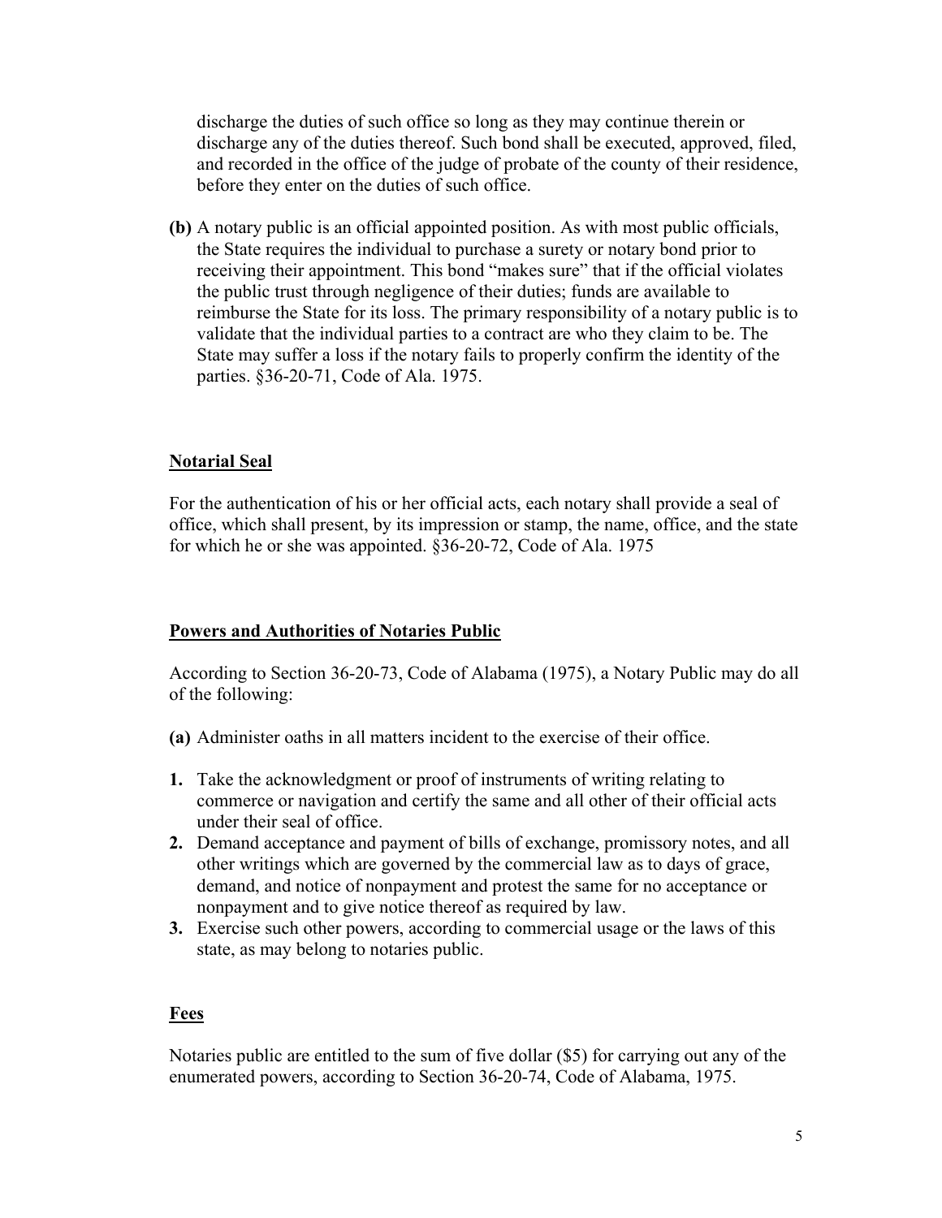discharge the duties of such office so long as they may continue therein or discharge any of the duties thereof. Such bond shall be executed, approved, filed, and recorded in the office of the judge of probate of the county of their residence, before they enter on the duties of such office.

**(b)** A notary public is an official appointed position. As with most public officials, the State requires the individual to purchase a surety or notary bond prior to receiving their appointment. This bond "makes sure" that if the official violates the public trust through negligence of their duties; funds are available to reimburse the State for its loss. The primary responsibility of a notary public is to validate that the individual parties to a contract are who they claim to be. The State may suffer a loss if the notary fails to properly confirm the identity of the parties. §36-20-71, Code of Ala. 1975.

## Notarial Seal

For the authentication of his or her official acts, each notary shall provide a seal of office, which shall present, by its impression or stamp, the name, office, and the state for which he or she was appointed. §36-20-72, Code of Ala. 1975

## Powers and Authorities of Notaries Public

According to Section 36-20-73, Code of Alabama (1975), a Notary Public may do all of the following:

**(a)** Administer oaths in all matters incident to the exercise of their office.

1. Take the acknowledgment or proof of instruments of writing relating to commerce or navigation and certify the same and all other of their official acts under their seal of office.
2. Demand acceptance and payment of bills of exchange, promissory notes, and all other writings which are governed by the commercial law as to days of grace, demand, and notice of nonpayment and protest the same for no acceptance or nonpayment and to give notice thereof as required by law.
3. Exercise such other powers, according to commercial usage or the laws of this state, as may belong to notaries public.

## Fees

Notaries public are entitled to the sum of five dollar ($5) for carrying out any of the enumerated powers, according to Section 36-20-74, Code of Alabama, 1975.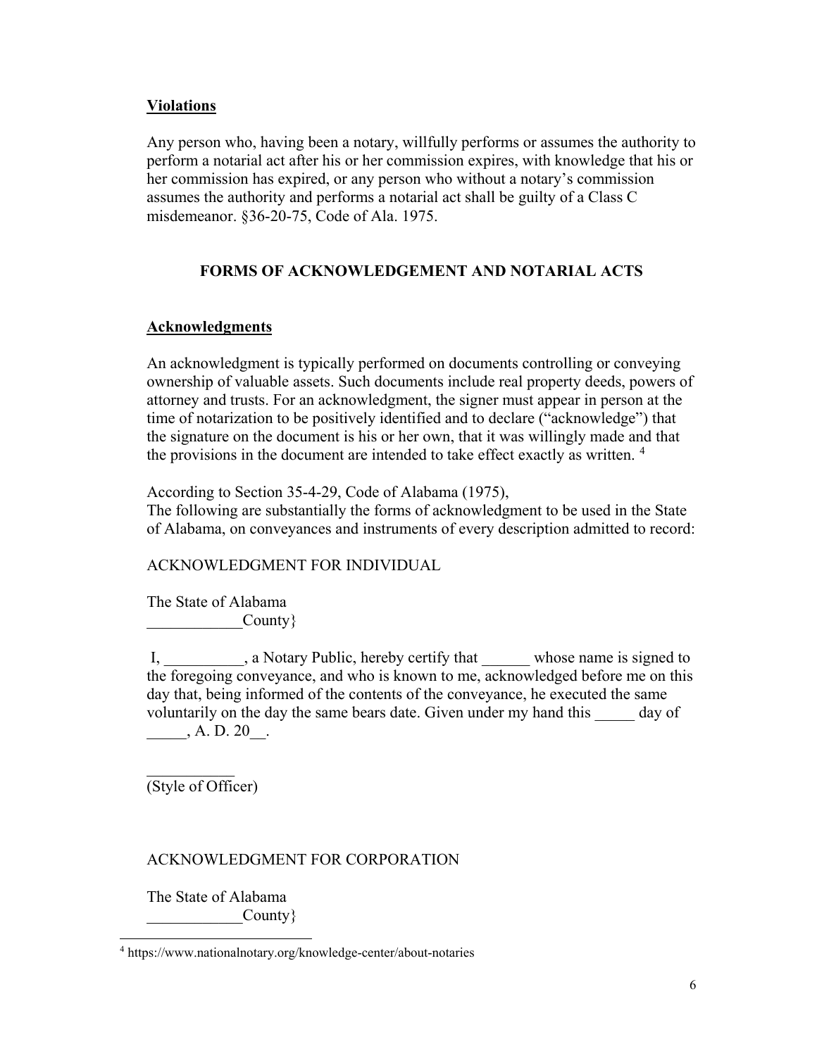**Violations**

Any person who, having been a notary, willfully performs or assumes the authority to perform a notarial act after his or her commission expires, with knowledge that his or her commission has expired, or any person who without a notary's commission assumes the authority and performs a notarial act shall be guilty of a Class C misdemeanor. §36-20-75, Code of Ala. 1975.

## FORMS OF ACKNOWLEDGEMENT AND NOTARIAL ACTS

**Acknowledgments**

An acknowledgment is typically performed on documents controlling or conveying ownership of valuable assets. Such documents include real property deeds, powers of attorney and trusts. For an acknowledgment, the signer must appear in person at the time of notarization to be positively identified and to declare ("acknowledge") that the signature on the document is his or her own, that it was willingly made and that the provisions in the document are intended to take effect exactly as written. [4]

According to Section 35-4-29, Code of Alabama (1975),
The following are substantially the forms of acknowledgment to be used in the State of Alabama, on conveyances and instruments of every description admitted to record:

ACKNOWLEDGMENT FOR INDIVIDUAL

The State of Alabama
____________County}

I, __________, a Notary Public, hereby certify that ______ whose name is signed to the foregoing conveyance, and who is known to me, acknowledged before me on this day that, being informed of the contents of the conveyance, he executed the same voluntarily on the day the same bears date. Given under my hand this _____ day of _____, A. D. 20__.

___________
(Style of Officer)

ACKNOWLEDGMENT FOR CORPORATION

The State of Alabama
____________County}

[4] https://www.nationalnotary.org/knowledge-center/about-notaries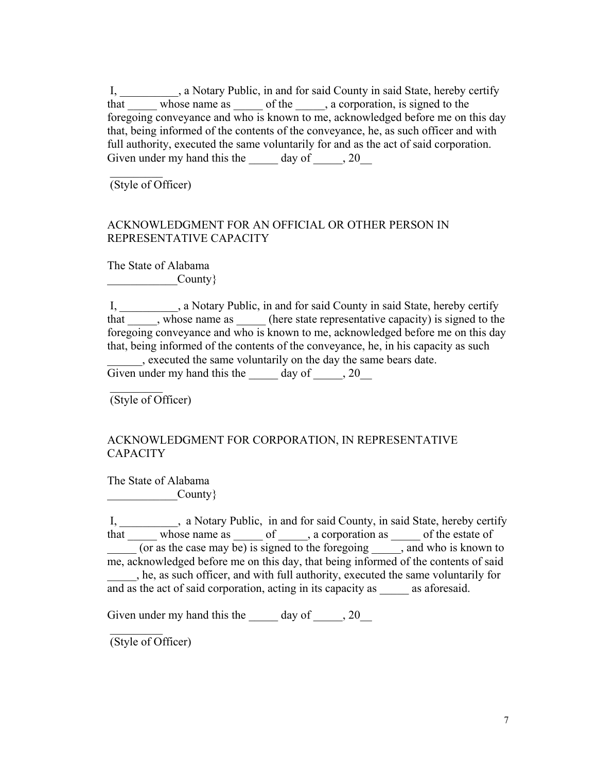I, __________, a Notary Public, in and for said County in said State, hereby certify that _____ whose name as _____ of the _____, a corporation, is signed to the foregoing conveyance and who is known to me, acknowledged before me on this day that, being informed of the contents of the conveyance, he, as such officer and with full authority, executed the same voluntarily for and as the act of said corporation. Given under my hand this the _____ day of _____, 20__

_________
(Style of Officer)

ACKNOWLEDGMENT FOR AN OFFICIAL OR OTHER PERSON IN REPRESENTATIVE CAPACITY

The State of Alabama
____________County}

I, __________, a Notary Public, in and for said County in said State, hereby certify that _____, whose name as _____ (here state representative capacity) is signed to the foregoing conveyance and who is known to me, acknowledged before me on this day that, being informed of the contents of the conveyance, he, in his capacity as such ______, executed the same voluntarily on the day the same bears date.
Given under my hand this the _____ day of _____, 20__

_________
(Style of Officer)

ACKNOWLEDGMENT FOR CORPORATION, IN REPRESENTATIVE CAPACITY

The State of Alabama
____________County}

I, __________, a Notary Public, in and for said County, in said State, hereby certify that _____ whose name as _____ of _____, a corporation as _____ of the estate of _____ (or as the case may be) is signed to the foregoing _____, and who is known to me, acknowledged before me on this day, that being informed of the contents of said _____, he, as such officer, and with full authority, executed the same voluntarily for and as the act of said corporation, acting in its capacity as _____ as aforesaid.

Given under my hand this the _____ day of _____, 20__

_________
(Style of Officer)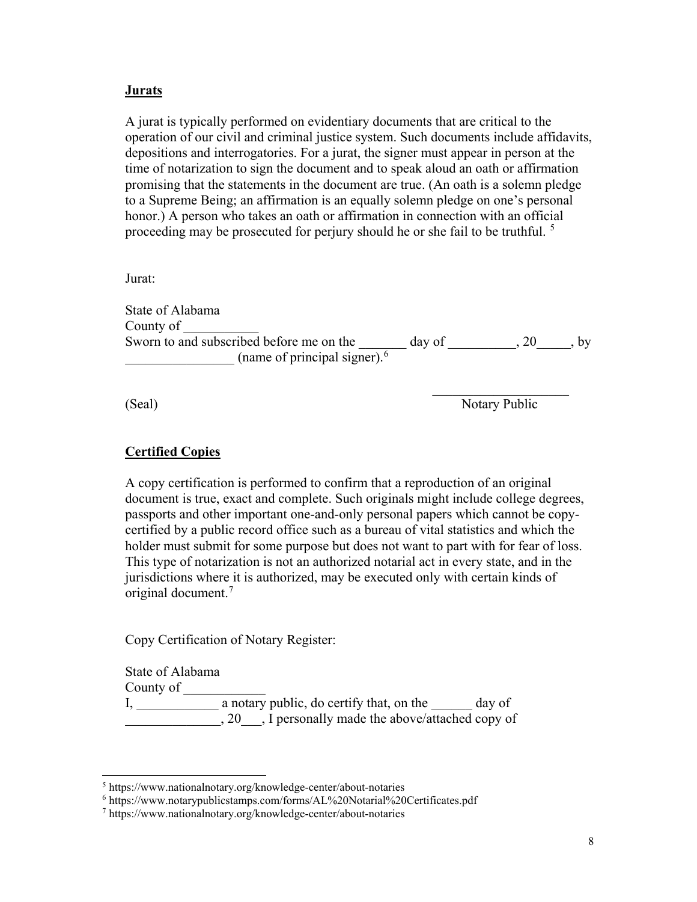**Jurats**

A jurat is typically performed on evidentiary documents that are critical to the operation of our civil and criminal justice system. Such documents include affidavits, depositions and interrogatories. For a jurat, the signer must appear in person at the time of notarization to sign the document and to speak aloud an oath or affirmation promising that the statements in the document are true. (An oath is a solemn pledge to a Supreme Being; an affirmation is an equally solemn pledge on one's personal honor.) A person who takes an oath or affirmation in connection with an official proceeding may be prosecuted for perjury should he or she fail to be truthful. [5]

Jurat:

State of Alabama
County of ___________
Sworn to and subscribed before me on the _______ day of __________, 20_____, by ________________ (name of principal signer).[6]

(Seal) ____________________
Notary Public

**Certified Copies**

A copy certification is performed to confirm that a reproduction of an original document is true, exact and complete. Such originals might include college degrees, passports and other important one-and-only personal papers which cannot be copy-certified by a public record office such as a bureau of vital statistics and which the holder must submit for some purpose but does not want to part with for fear of loss. This type of notarization is not an authorized notarial act in every state, and in the jurisdictions where it is authorized, may be executed only with certain kinds of original document.[7]

Copy Certification of Notary Register:

State of Alabama
County of ____________
I, ____________ a notary public, do certify that, on the ______ day of ______________, 20___, I personally made the above/attached copy of

---

[5] https://www.nationalnotary.org/knowledge-center/about-notaries
[6] https://www.notarypublicstamps.com/forms/AL%20Notarial%20Certificates.pdf
[7] https://www.nationalnotary.org/knowledge-center/about-notaries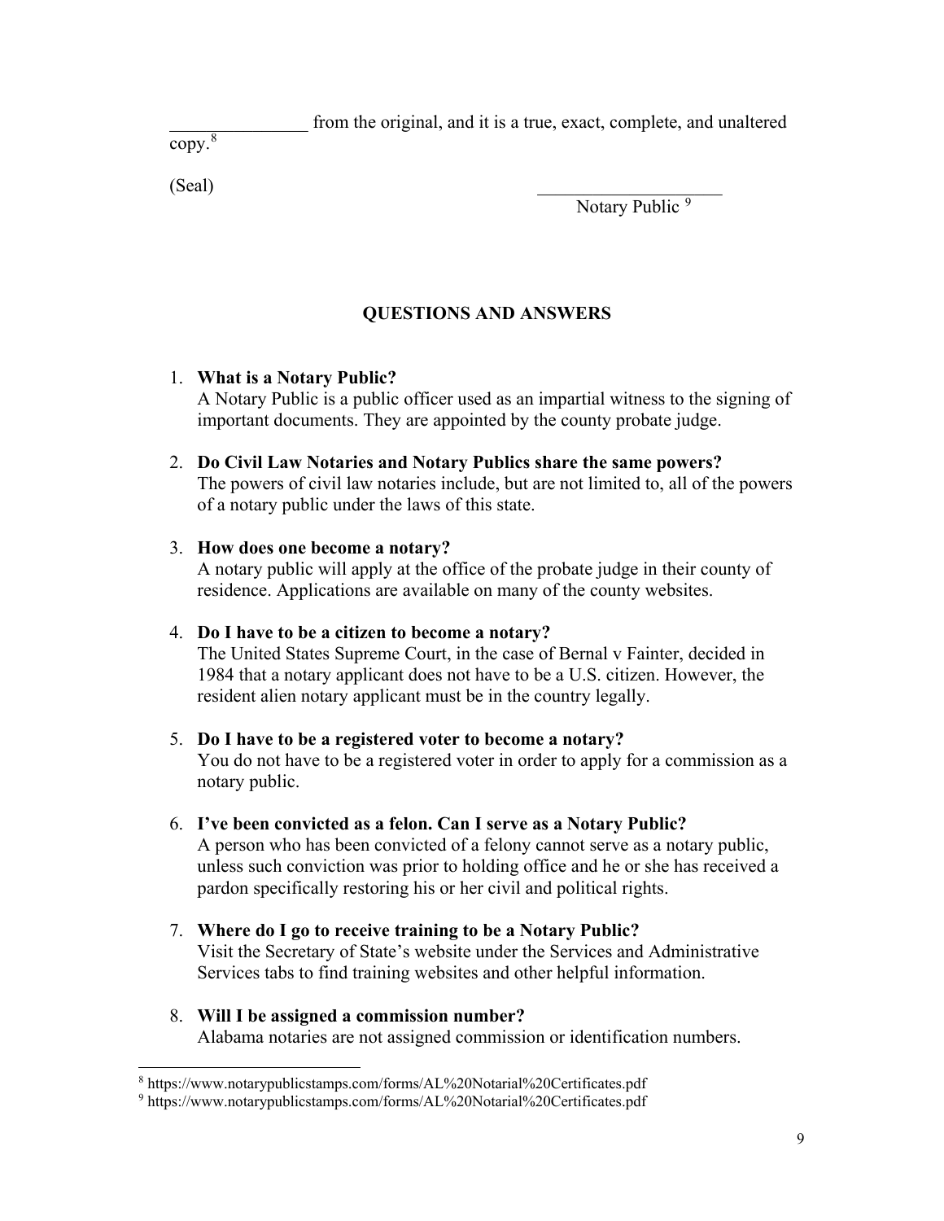_______________ from the original, and it is a true, exact, complete, and unaltered copy.[8]

(Seal)

____________________
Notary Public [9]

## QUESTIONS AND ANSWERS

1. **What is a Notary Public?**
   A Notary Public is a public officer used as an impartial witness to the signing of important documents. They are appointed by the county probate judge.

2. **Do Civil Law Notaries and Notary Publics share the same powers?**
   The powers of civil law notaries include, but are not limited to, all of the powers of a notary public under the laws of this state.

3. **How does one become a notary?**
   A notary public will apply at the office of the probate judge in their county of residence. Applications are available on many of the county websites.

4. **Do I have to be a citizen to become a notary?**
   The United States Supreme Court, in the case of Bernal v Fainter, decided in 1984 that a notary applicant does not have to be a U.S. citizen. However, the resident alien notary applicant must be in the country legally.

5. **Do I have to be a registered voter to become a notary?**
   You do not have to be a registered voter in order to apply for a commission as a notary public.

6. **I've been convicted as a felon. Can I serve as a Notary Public?**
   A person who has been convicted of a felony cannot serve as a notary public, unless such conviction was prior to holding office and he or she has received a pardon specifically restoring his or her civil and political rights.

7. **Where do I go to receive training to be a Notary Public?**
   Visit the Secretary of State's website under the Services and Administrative Services tabs to find training websites and other helpful information.

8. **Will I be assigned a commission number?**
   Alabama notaries are not assigned commission or identification numbers.

---

[8] https://www.notarypublicstamps.com/forms/AL%20Notarial%20Certificates.pdf

[9] https://www.notarypublicstamps.com/forms/AL%20Notarial%20Certificates.pdf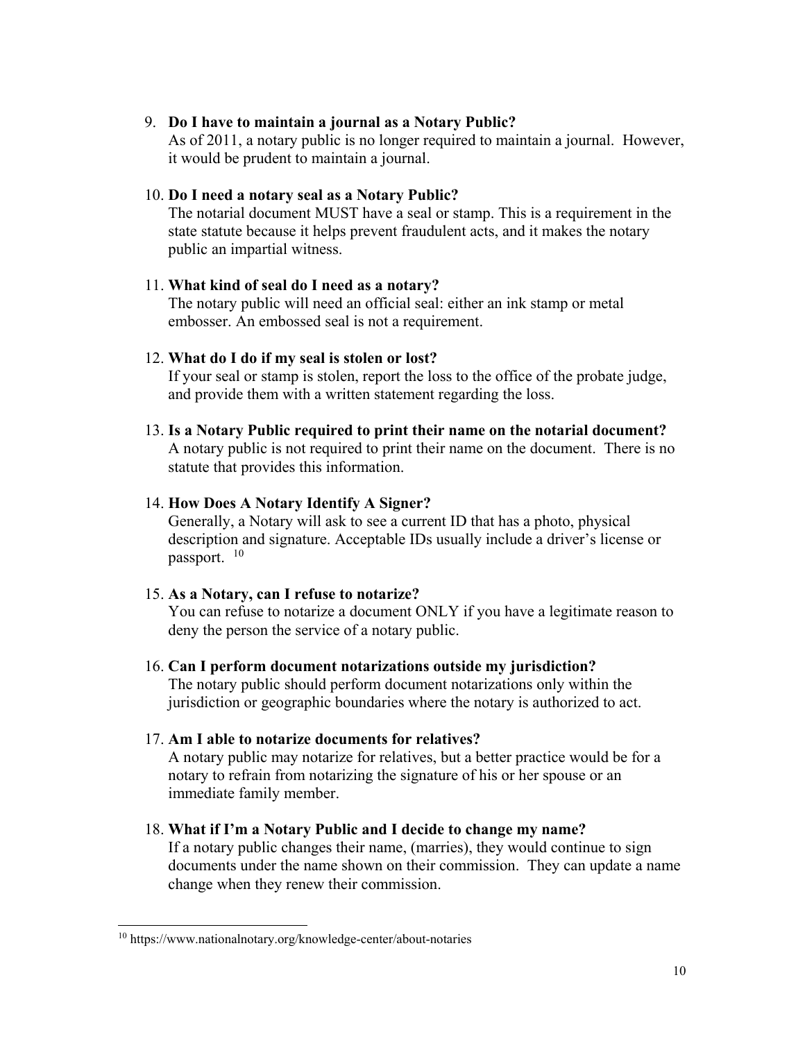9. **Do I have to maintain a journal as a Notary Public?**
   As of 2011, a notary public is no longer required to maintain a journal. However, it would be prudent to maintain a journal.

10. **Do I need a notary seal as a Notary Public?**
    The notarial document MUST have a seal or stamp. This is a requirement in the state statute because it helps prevent fraudulent acts, and it makes the notary public an impartial witness.

11. **What kind of seal do I need as a notary?**
    The notary public will need an official seal: either an ink stamp or metal embosser. An embossed seal is not a requirement.

12. **What do I do if my seal is stolen or lost?**
    If your seal or stamp is stolen, report the loss to the office of the probate judge, and provide them with a written statement regarding the loss.

13. **Is a Notary Public required to print their name on the notarial document?**
    A notary public is not required to print their name on the document. There is no statute that provides this information.

14. **How Does A Notary Identify A Signer?**
    Generally, a Notary will ask to see a current ID that has a photo, physical description and signature. Acceptable IDs usually include a driver's license or passport. [10]

15. **As a Notary, can I refuse to notarize?**
    You can refuse to notarize a document ONLY if you have a legitimate reason to deny the person the service of a notary public.

16. **Can I perform document notarizations outside my jurisdiction?**
    The notary public should perform document notarizations only within the jurisdiction or geographic boundaries where the notary is authorized to act.

17. **Am I able to notarize documents for relatives?**
    A notary public may notarize for relatives, but a better practice would be for a notary to refrain from notarizing the signature of his or her spouse or an immediate family member.

18. **What if I'm a Notary Public and I decide to change my name?**
    If a notary public changes their name, (marries), they would continue to sign documents under the name shown on their commission. They can update a name change when they renew their commission.

---

[10] https://www.nationalnotary.org/knowledge-center/about-notaries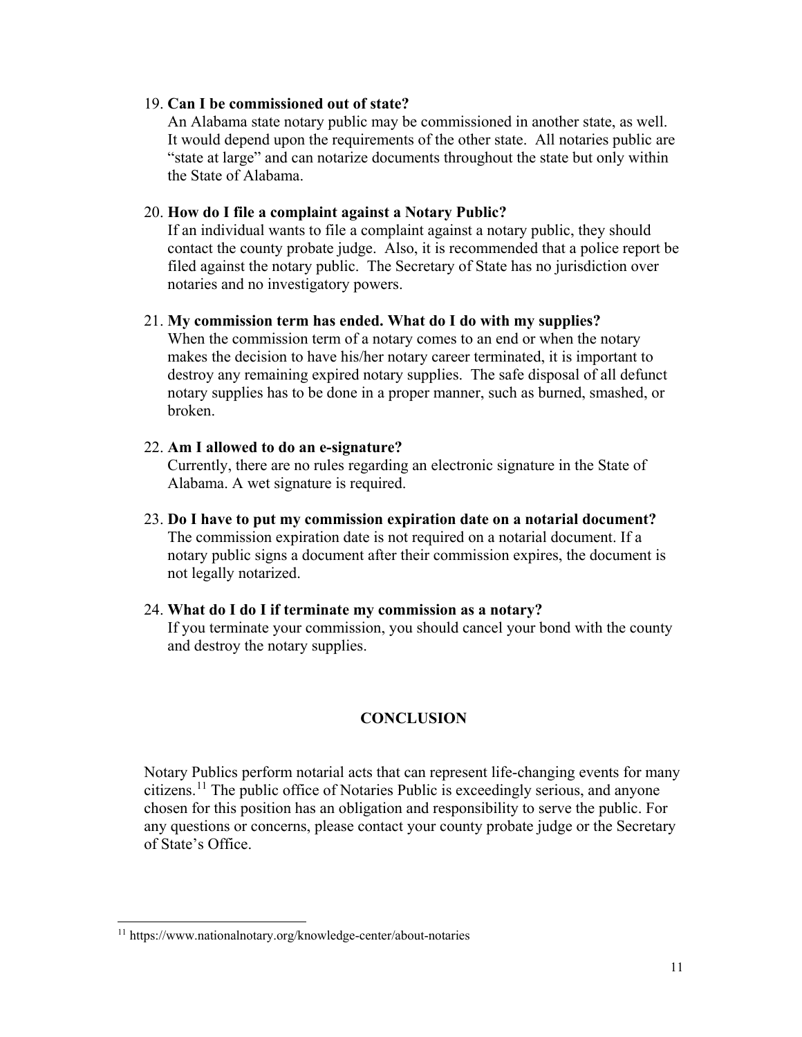19. **Can I be commissioned out of state?**
    An Alabama state notary public may be commissioned in another state, as well. It would depend upon the requirements of the other state. All notaries public are "state at large" and can notarize documents throughout the state but only within the State of Alabama.

20. **How do I file a complaint against a Notary Public?**
    If an individual wants to file a complaint against a notary public, they should contact the county probate judge. Also, it is recommended that a police report be filed against the notary public. The Secretary of State has no jurisdiction over notaries and no investigatory powers.

21. **My commission term has ended. What do I do with my supplies?**
    When the commission term of a notary comes to an end or when the notary makes the decision to have his/her notary career terminated, it is important to destroy any remaining expired notary supplies. The safe disposal of all defunct notary supplies has to be done in a proper manner, such as burned, smashed, or broken.

22. **Am I allowed to do an e-signature?**
    Currently, there are no rules regarding an electronic signature in the State of Alabama. A wet signature is required.

23. **Do I have to put my commission expiration date on a notarial document?**
    The commission expiration date is not required on a notarial document. If a notary public signs a document after their commission expires, the document is not legally notarized.

24. **What do I do I if terminate my commission as a notary?**
    If you terminate your commission, you should cancel your bond with the county and destroy the notary supplies.

## CONCLUSION

Notary Publics perform notarial acts that can represent life-changing events for many citizens.[11] The public office of Notaries Public is exceedingly serious, and anyone chosen for this position has an obligation and responsibility to serve the public. For any questions or concerns, please contact your county probate judge or the Secretary of State's Office.

[11] https://www.nationalnotary.org/knowledge-center/about-notaries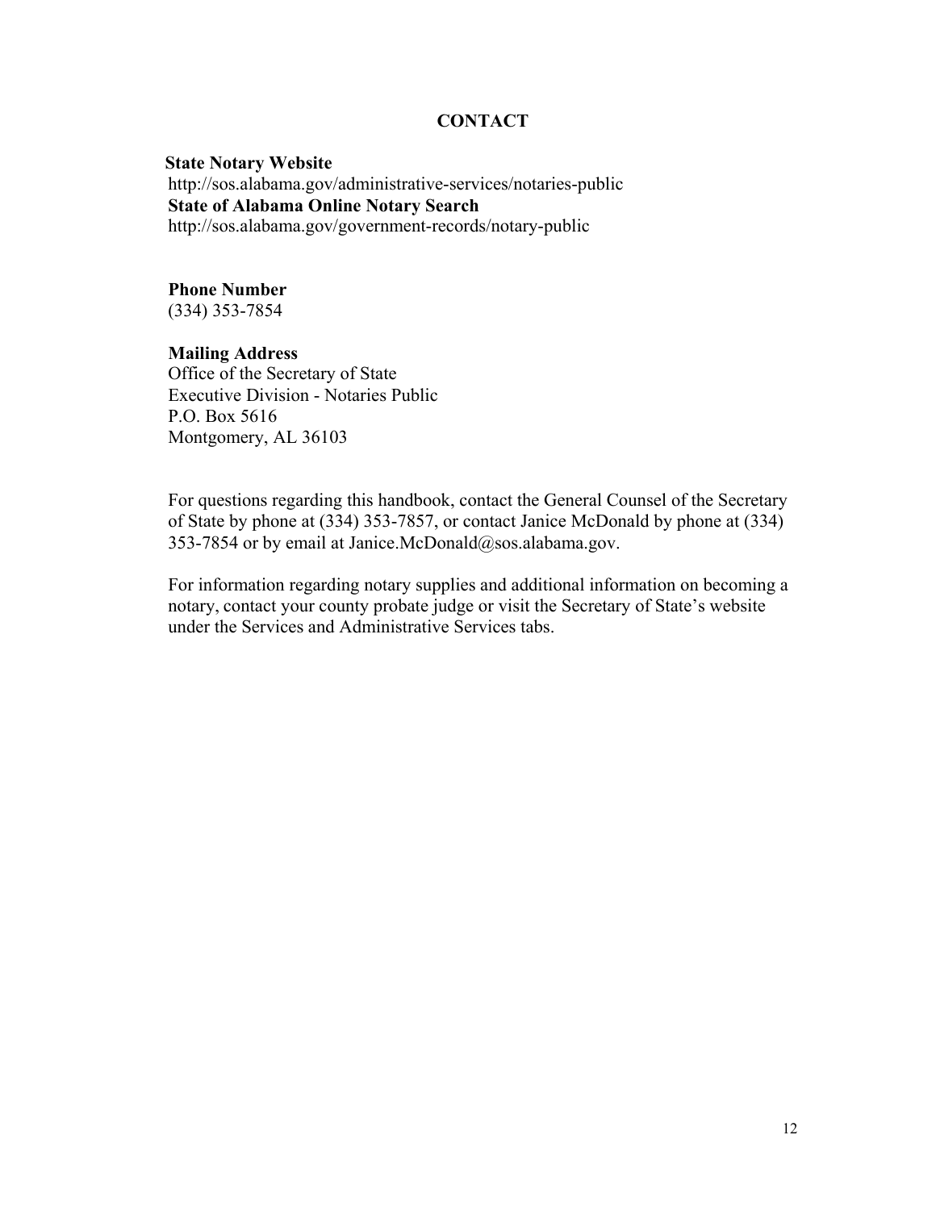# CONTACT

**State Notary Website**
http://sos.alabama.gov/administrative-services/notaries-public
**State of Alabama Online Notary Search**
http://sos.alabama.gov/government-records/notary-public

**Phone Number**
(334) 353-7854

**Mailing Address**
Office of the Secretary of State
Executive Division - Notaries Public
P.O. Box 5616
Montgomery, AL 36103

For questions regarding this handbook, contact the General Counsel of the Secretary of State by phone at (334) 353-7857, or contact Janice McDonald by phone at (334) 353-7854 or by email at Janice.McDonald@sos.alabama.gov.

For information regarding notary supplies and additional information on becoming a notary, contact your county probate judge or visit the Secretary of State's website under the Services and Administrative Services tabs.